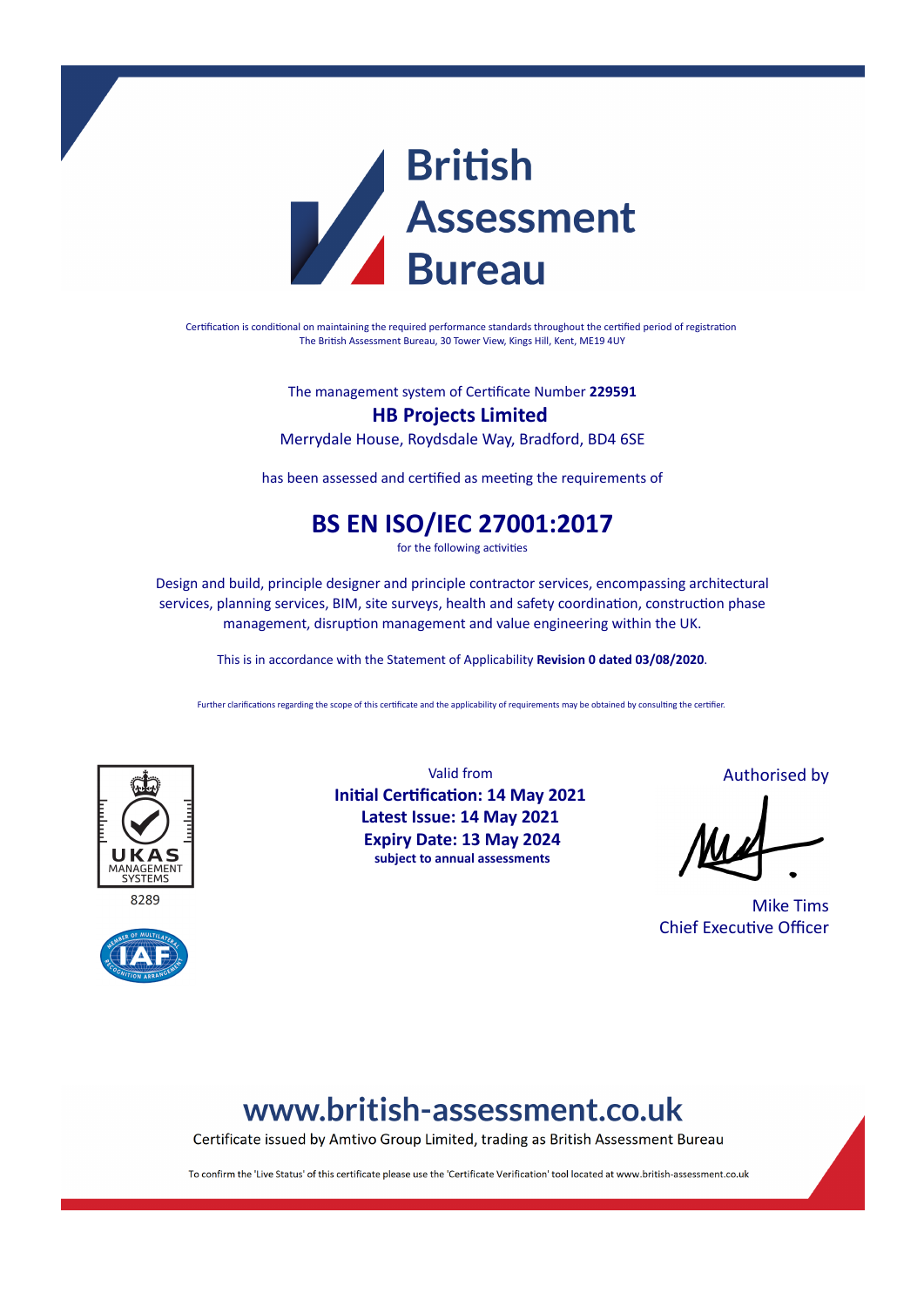# British Assessment Bureau

Certification is conditional on maintaining the required performance standards throughout the certified period of registration
The British Assessment Bureau, 30 Tower View, Kings Hill, Kent, ME19 4UY

The management system of Certificate Number **229591**

## HB Projects Limited

Merrydale House, Roydsdale Way, Bradford, BD4 6SE

has been assessed and certified as meeting the requirements of

# BS EN ISO/IEC 27001:2017

for the following activities

Design and build, principle designer and principle contractor services, encompassing architectural services, planning services, BIM, site surveys, health and safety coordination, construction phase management, disruption management and value engineering within the UK.

This is in accordance with the Statement of Applicability **Revision 0 dated 03/08/2020**.

Further clarifications regarding the scope of this certificate and the applicability of requirements may be obtained by consulting the certifier.

UKAS MANAGEMENT SYSTEMS
8289

IAF – Member of Multilateral Recognition Arrangement

Valid from

**Initial Certification: 14 May 2021**
**Latest Issue: 14 May 2021**
**Expiry Date: 13 May 2024**
**subject to annual assessments**

Authorised by

Mike Tims
Chief Executive Officer

## www.british-assessment.co.uk

Certificate issued by Amtivo Group Limited, trading as British Assessment Bureau

To confirm the 'Live Status' of this certificate please use the 'Certificate Verification' tool located at www.british-assessment.co.uk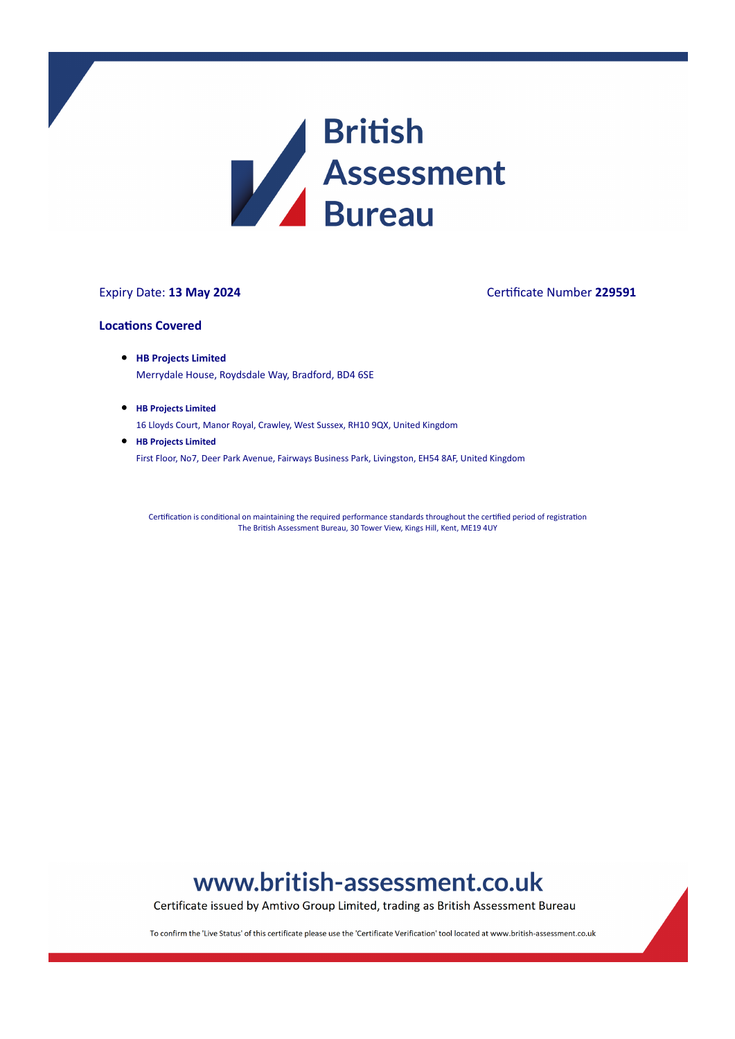# British Assessment Bureau

Expiry Date: **13 May 2024**

Certificate Number **229591**

## Locations Covered

- **HB Projects Limited**
  Merrydale House, Roydsdale Way, Bradford, BD4 6SE

- **HB Projects Limited**
  16 Lloyds Court, Manor Royal, Crawley, West Sussex, RH10 9QX, United Kingdom
- **HB Projects Limited**
  First Floor, No7, Deer Park Avenue, Fairways Business Park, Livingston, EH54 8AF, United Kingdom

Certification is conditional on maintaining the required performance standards throughout the certified period of registration
The British Assessment Bureau, 30 Tower View, Kings Hill, Kent, ME19 4UY

**www.british-assessment.co.uk**

Certificate issued by Amtivo Group Limited, trading as British Assessment Bureau

To confirm the 'Live Status' of this certificate please use the 'Certificate Verification' tool located at www.british-assessment.co.uk